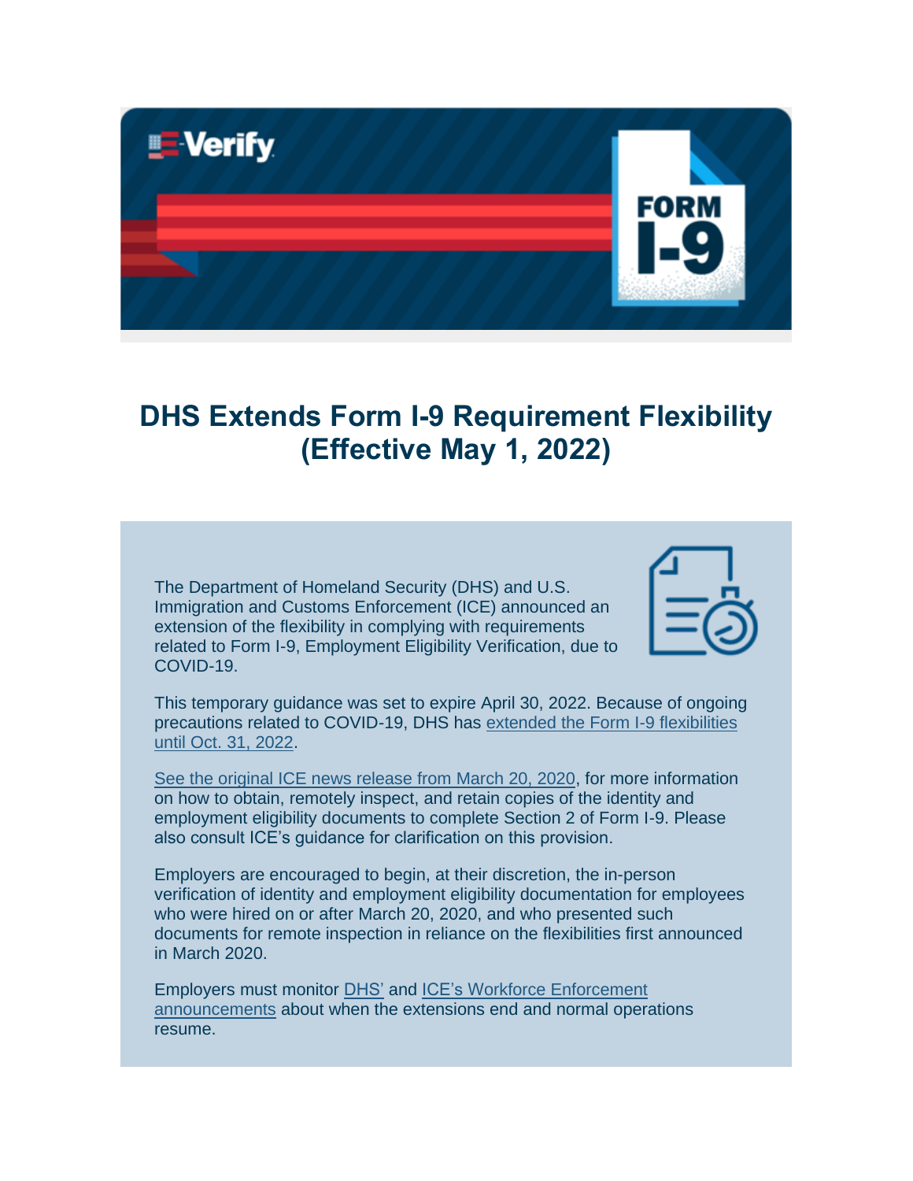# DHS Extends Form I-9 Requirement Flexibility (Effective May 1, 2022)

The Department of Homeland Security (DHS) and U.S. Immigration and Customs Enforcement (ICE) announced an extension of the flexibility in complying with requirements related to Form I-9, Employment Eligibility Verification, due to COVID-19.

This temporary guidance was set to expire April 30, 2022. Because of ongoing precautions related to COVID-19, DHS has extended the Form I-9 flexibilities until Oct. 31, 2022.

See the original ICE news release from March 20, 2020, for more information on how to obtain, remotely inspect, and retain copies of the identity and employment eligibility documents to complete Section 2 of Form I-9. Please also consult ICE's guidance for clarification on this provision.

Employers are encouraged to begin, at their discretion, the in-person verification of identity and employment eligibility documentation for employees who were hired on or after March 20, 2020, and who presented such documents for remote inspection in reliance on the flexibilities first announced in March 2020.

Employers must monitor DHS' and ICE's Workforce Enforcement announcements about when the extensions end and normal operations resume.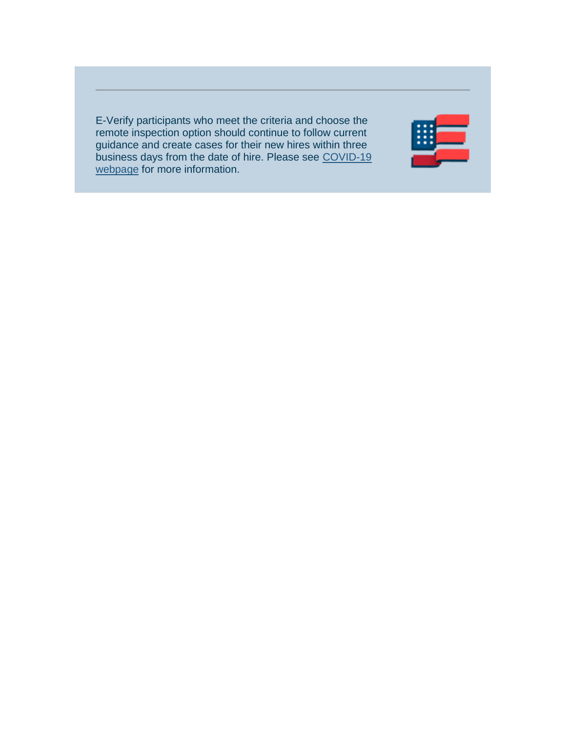---

E-Verify participants who meet the criteria and choose the remote inspection option should continue to follow current guidance and create cases for their new hires within three business days from the date of hire. Please see COVID-19 webpage for more information.